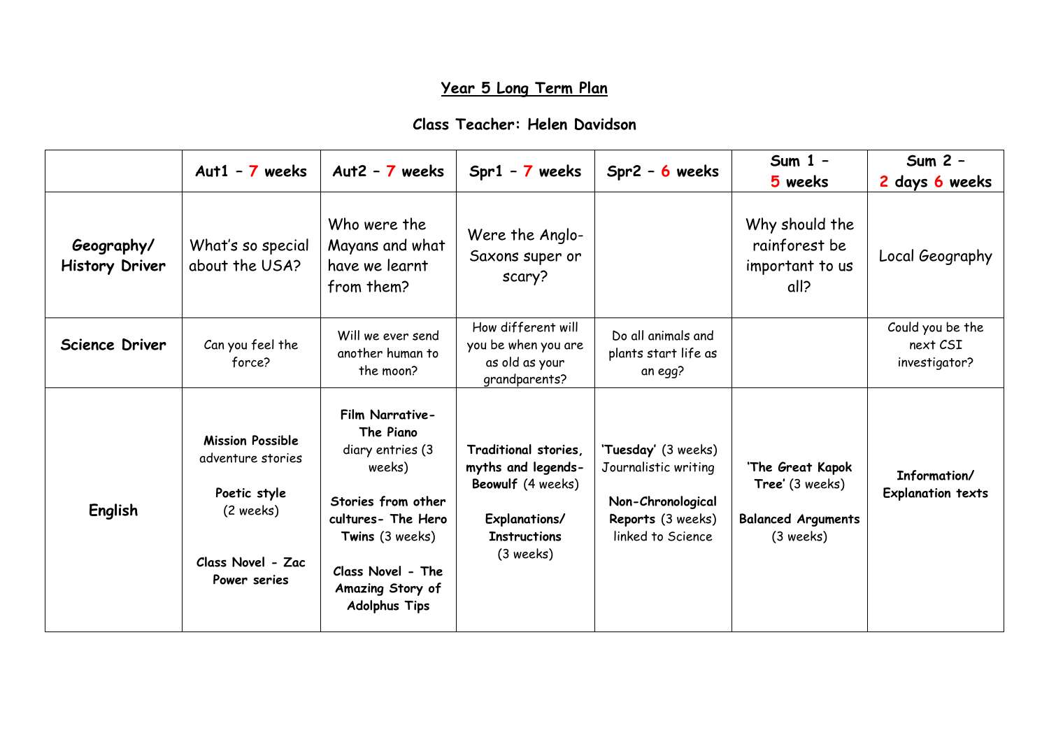# Year 5 Long Term Plan

## Class Teacher: Helen Davidson

| | Aut1 – 7 weeks | Aut2 – 7 weeks | Spr1 – 7 weeks | Spr2 – 6 weeks | Sum 1 – 5 weeks | Sum 2 – 2 days 6 weeks |
|---|---|---|---|---|---|---|
| **Geography/ History Driver** | What's so special about the USA? | Who were the Mayans and what have we learnt from them? | Were the Anglo-Saxons super or scary? | | Why should the rainforest be important to us all? | Local Geography |
| **Science Driver** | Can you feel the force? | Will we ever send another human to the moon? | How different will you be when you are as old as your grandparents? | Do all animals and plants start life as an egg? | | Could you be the next CSI investigator? |
| **English** | **Mission Possible** adventure stories<br><br>**Poetic style** (2 weeks)<br><br>**Class Novel - Zac Power series** | **Film Narrative- The Piano** diary entries (3 weeks)<br><br>**Stories from other cultures- The Hero Twins** (3 weeks)<br><br>**Class Novel - The Amazing Story of Adolphus Tips** | **Traditional stories, myths and legends- Beowulf** (4 weeks)<br><br>**Explanations/ Instructions** (3 weeks) | **'Tuesday'** (3 weeks) Journalistic writing<br><br>**Non-Chronological Reports** (3 weeks) linked to Science | **'The Great Kapok Tree'** (3 weeks)<br><br>**Balanced Arguments** (3 weeks) | **Information/ Explanation texts** |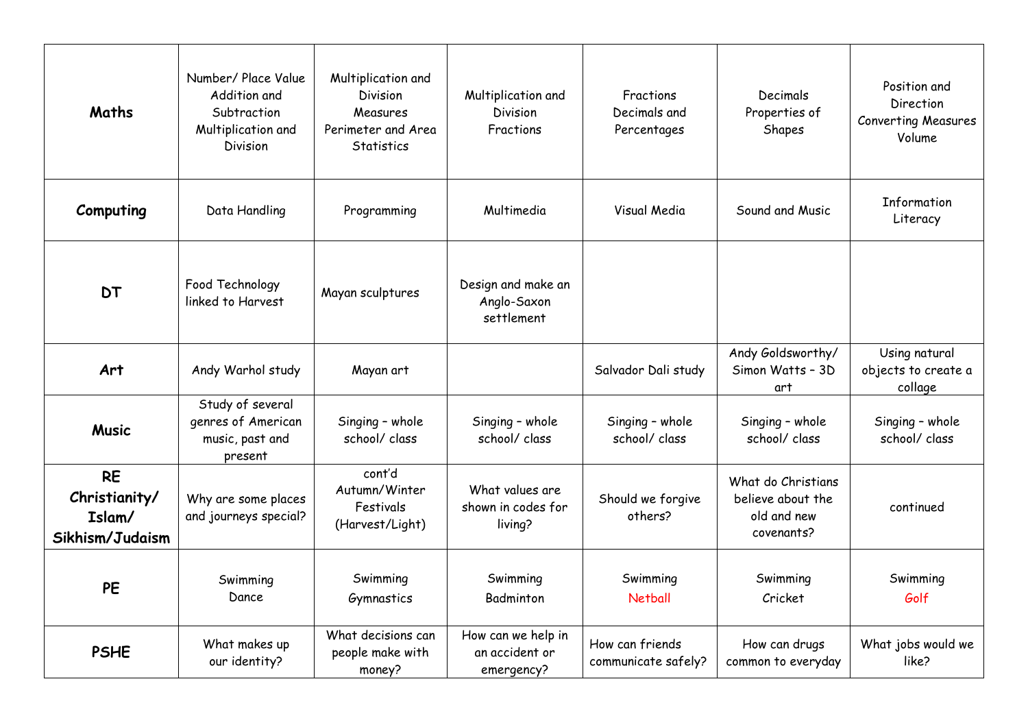| **Maths** | Number/ Place Value Addition and Subtraction Multiplication and Division | Multiplication and Division Measures Perimeter and Area Statistics | Multiplication and Division Fractions | Fractions Decimals and Percentages | Decimals Properties of Shapes | Position and Direction Converting Measures Volume |
|---|---|---|---|---|---|---|
| **Computing** | Data Handling | Programming | Multimedia | Visual Media | Sound and Music | Information Literacy |
| **DT** | Food Technology linked to Harvest | Mayan sculptures | Design and make an Anglo-Saxon settlement | | | |
| **Art** | Andy Warhol study | Mayan art | | Salvador Dali study | Andy Goldsworthy/ Simon Watts – 3D art | Using natural objects to create a collage |
| **Music** | Study of several genres of American music, past and present | Singing – whole school/ class | Singing – whole school/ class | Singing – whole school/ class | Singing – whole school/ class | Singing – whole school/ class |
| **RE Christianity/ Islam/ Sikhism/Judaism** | Why are some places and journeys special? | cont'd Autumn/Winter Festivals (Harvest/Light) | What values are shown in codes for living? | Should we forgive others? | What do Christians believe about the old and new covenants? | continued |
| **PE** | Swimming Dance | Swimming Gymnastics | Swimming Badminton | Swimming Netball | Swimming Cricket | Swimming Golf |
| **PSHE** | What makes up our identity? | What decisions can people make with money? | How can we help in an accident or emergency? | How can friends communicate safely? | How can drugs common to everyday | What jobs would we like? |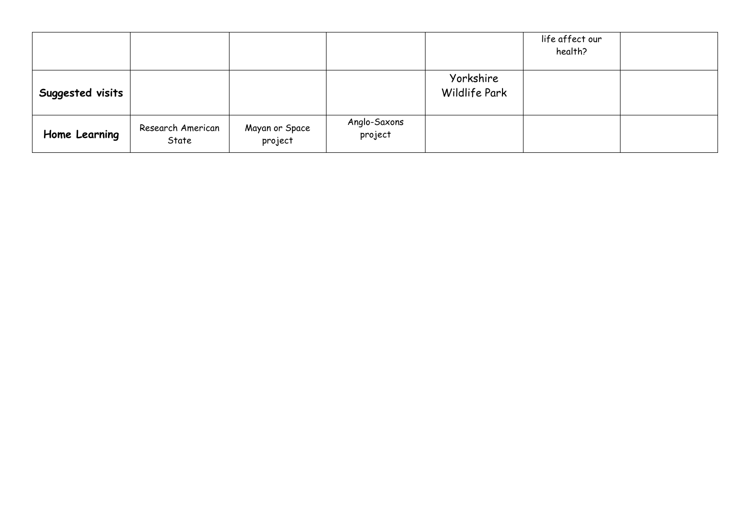| | | | | | | |
|---|---|---|---|---|---|---|
| | | | | | life affect our health? | |
| **Suggested visits** | | | | Yorkshire Wildlife Park | | |
| **Home Learning** | Research American State | Mayan or Space project | Anglo-Saxons project | | | |